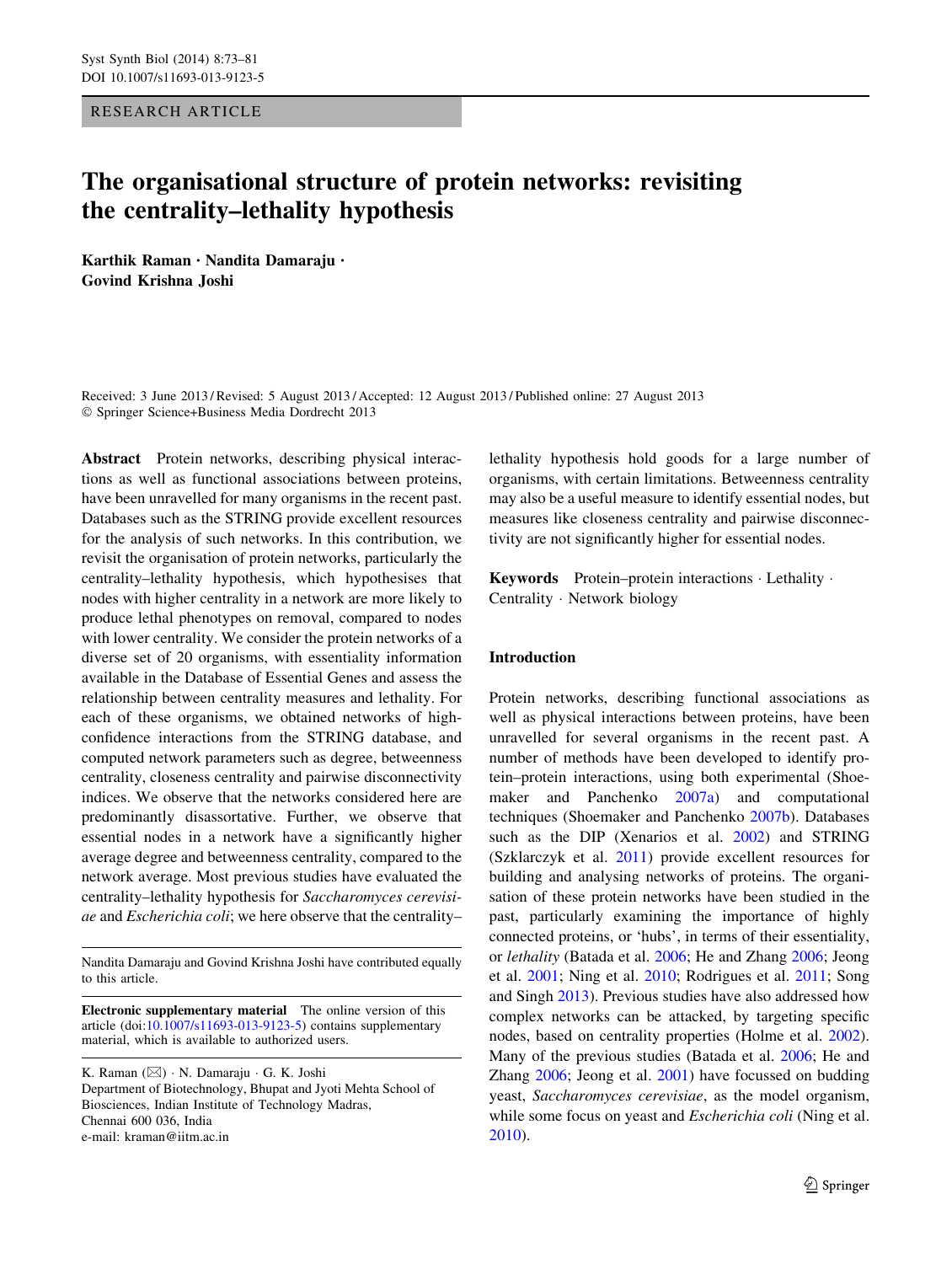RESEARCH ARTICLE

# The organisational structure of protein networks: revisiting the centrality–lethality hypothesis

**Karthik Raman · Nandita Damaraju · Govind Krishna Joshi**

Received: 3 June 2013 / Revised: 5 August 2013 / Accepted: 12 August 2013 / Published online: 27 August 2013
© Springer Science+Business Media Dordrecht 2013

**Abstract** Protein networks, describing physical interactions as well as functional associations between proteins, have been unravelled for many organisms in the recent past. Databases such as the STRING provide excellent resources for the analysis of such networks. In this contribution, we revisit the organisation of protein networks, particularly the centrality–lethality hypothesis, which hypothesises that nodes with higher centrality in a network are more likely to produce lethal phenotypes on removal, compared to nodes with lower centrality. We consider the protein networks of a diverse set of 20 organisms, with essentiality information available in the Database of Essential Genes and assess the relationship between centrality measures and lethality. For each of these organisms, we obtained networks of high-confidence interactions from the STRING database, and computed network parameters such as degree, betweenness centrality, closeness centrality and pairwise disconnectivity indices. We observe that the networks considered here are predominantly disassortative. Further, we observe that essential nodes in a network have a significantly higher average degree and betweenness centrality, compared to the network average. Most previous studies have evaluated the centrality–lethality hypothesis for *Saccharomyces cerevisiae* and *Escherichia coli*; we here observe that the centrality–lethality hypothesis hold goods for a large number of organisms, with certain limitations. Betweenness centrality may also be a useful measure to identify essential nodes, but measures like closeness centrality and pairwise disconnectivity are not significantly higher for essential nodes.

**Keywords** Protein–protein interactions · Lethality · Centrality · Network biology

Nandita Damaraju and Govind Krishna Joshi have contributed equally to this article.

**Electronic supplementary material** The online version of this article (doi:10.1007/s11693-013-9123-5) contains supplementary material, which is available to authorized users.

K. Raman (✉) · N. Damaraju · G. K. Joshi
Department of Biotechnology, Bhupat and Jyoti Mehta School of Biosciences, Indian Institute of Technology Madras, Chennai 600 036, India
e-mail: kraman@iitm.ac.in

## Introduction

Protein networks, describing functional associations as well as physical interactions between proteins, have been unravelled for several organisms in the recent past. A number of methods have been developed to identify protein–protein interactions, using both experimental (Shoemaker and Panchenko 2007a) and computational techniques (Shoemaker and Panchenko 2007b). Databases such as the DIP (Xenarios et al. 2002) and STRING (Szklarczyk et al. 2011) provide excellent resources for building and analysing networks of proteins. The organisation of these protein networks have been studied in the past, particularly examining the importance of highly connected proteins, or 'hubs', in terms of their essentiality, or *lethality* (Batada et al. 2006; He and Zhang 2006; Jeong et al. 2001; Ning et al. 2010; Rodrigues et al. 2011; Song and Singh 2013). Previous studies have also addressed how complex networks can be attacked, by targeting specific nodes, based on centrality properties (Holme et al. 2002). Many of the previous studies (Batada et al. 2006; He and Zhang 2006; Jeong et al. 2001) have focussed on budding yeast, *Saccharomyces cerevisiae*, as the model organism, while some focus on yeast and *Escherichia coli* (Ning et al. 2010).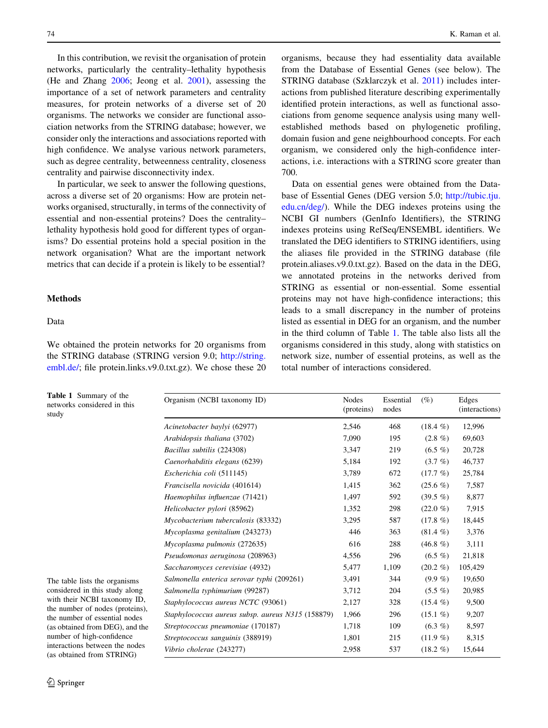In this contribution, we revisit the organisation of protein networks, particularly the centrality–lethality hypothesis (He and Zhang 2006; Jeong et al. 2001), assessing the importance of a set of network parameters and centrality measures, for protein networks of a diverse set of 20 organisms. The networks we consider are functional association networks from the STRING database; however, we consider only the interactions and associations reported with high confidence. We analyse various network parameters, such as degree centrality, betweenness centrality, closeness centrality and pairwise disconnectivity index.

In particular, we seek to answer the following questions, across a diverse set of 20 organisms: How are protein networks organised, structurally, in terms of the connectivity of essential and non-essential proteins? Does the centrality–lethality hypothesis hold good for different types of organisms? Do essential proteins hold a special position in the network organisation? What are the important network metrics that can decide if a protein is likely to be essential?

## Methods

### Data

We obtained the protein networks for 20 organisms from the STRING database (STRING version 9.0; http://string.embl.de/; file protein.links.v9.0.txt.gz). We chose these 20 organisms, because they had essentiality data available from the Database of Essential Genes (see below). The STRING database (Szklarczyk et al. 2011) includes interactions from published literature describing experimentally identified protein interactions, as well as functional associations from genome sequence analysis using many well-established methods based on phylogenetic profiling, domain fusion and gene neighbourhood concepts. For each organism, we considered only the high-confidence interactions, i.e. interactions with a STRING score greater than 700.

Data on essential genes were obtained from the Database of Essential Genes (DEG version 5.0; http://tubic.tju.edu.cn/deg/). While the DEG indexes proteins using the NCBI GI numbers (GenInfo Identifiers), the STRING indexes proteins using RefSeq/ENSEMBL identifiers. We translated the DEG identifiers to STRING identifiers, using the aliases file provided in the STRING database (file protein.aliases.v9.0.txt.gz). Based on the data in the DEG, we annotated proteins in the networks derived from STRING as essential or non-essential. Some essential proteins may not have high-confidence interactions; this leads to a small discrepancy in the number of proteins listed as essential in DEG for an organism, and the number in the third column of Table 1. The table also lists all the organisms considered in this study, along with statistics on network size, number of essential proteins, as well as the total number of interactions considered.

**Table 1** Summary of the networks considered in this study

| Organism (NCBI taxonomy ID) | Nodes (proteins) | Essential nodes | (%) | Edges (interactions) |
|---|---|---|---|---|
| *Acinetobacter baylyi* (62977) | 2,546 | 468 | (18.4 %) | 12,996 |
| *Arabidopsis thaliana* (3702) | 7,090 | 195 | (2.8 %) | 69,603 |
| *Bacillus subtilis* (224308) | 3,347 | 219 | (6.5 %) | 20,728 |
| *Caenorhabditis elegans* (6239) | 5,184 | 192 | (3.7 %) | 46,737 |
| *Escherichia coli* (511145) | 3,789 | 672 | (17.7 %) | 25,784 |
| *Francisella novicida* (401614) | 1,415 | 362 | (25.6 %) | 7,587 |
| *Haemophilus influenzae* (71421) | 1,497 | 592 | (39.5 %) | 8,877 |
| *Helicobacter pylori* (85962) | 1,352 | 298 | (22.0 %) | 7,915 |
| *Mycobacterium tuberculosis* (83332) | 3,295 | 587 | (17.8 %) | 18,445 |
| *Mycoplasma genitalium* (243273) | 446 | 363 | (81.4 %) | 3,376 |
| *Mycoplasma pulmonis* (272635) | 616 | 288 | (46.8 %) | 3,111 |
| *Pseudomonas aeruginosa* (208963) | 4,556 | 296 | (6.5 %) | 21,818 |
| *Saccharomyces cerevisiae* (4932) | 5,477 | 1,109 | (20.2 %) | 105,429 |
| *Salmonella enterica serovar typhi* (209261) | 3,491 | 344 | (9.9 %) | 19,650 |
| *Salmonella typhimurium* (99287) | 3,712 | 204 | (5.5 %) | 20,985 |
| *Staphylococcus aureus NCTC* (93061) | 2,127 | 328 | (15.4 %) | 9,500 |
| *Staphylococcus aureus subsp. aureus N315* (158879) | 1,966 | 296 | (15.1 %) | 9,207 |
| *Streptococcus pneumoniae* (170187) | 1,718 | 109 | (6.3 %) | 8,597 |
| *Streptococcus sanguinis* (388919) | 1,801 | 215 | (11.9 %) | 8,315 |
| *Vibrio cholerae* (243277) | 2,958 | 537 | (18.2 %) | 15,644 |

The table lists the organisms considered in this study along with their NCBI taxonomy ID, the number of nodes (proteins), the number of essential nodes (as obtained from DEG), and the number of high-confidence interactions between the nodes (as obtained from STRING)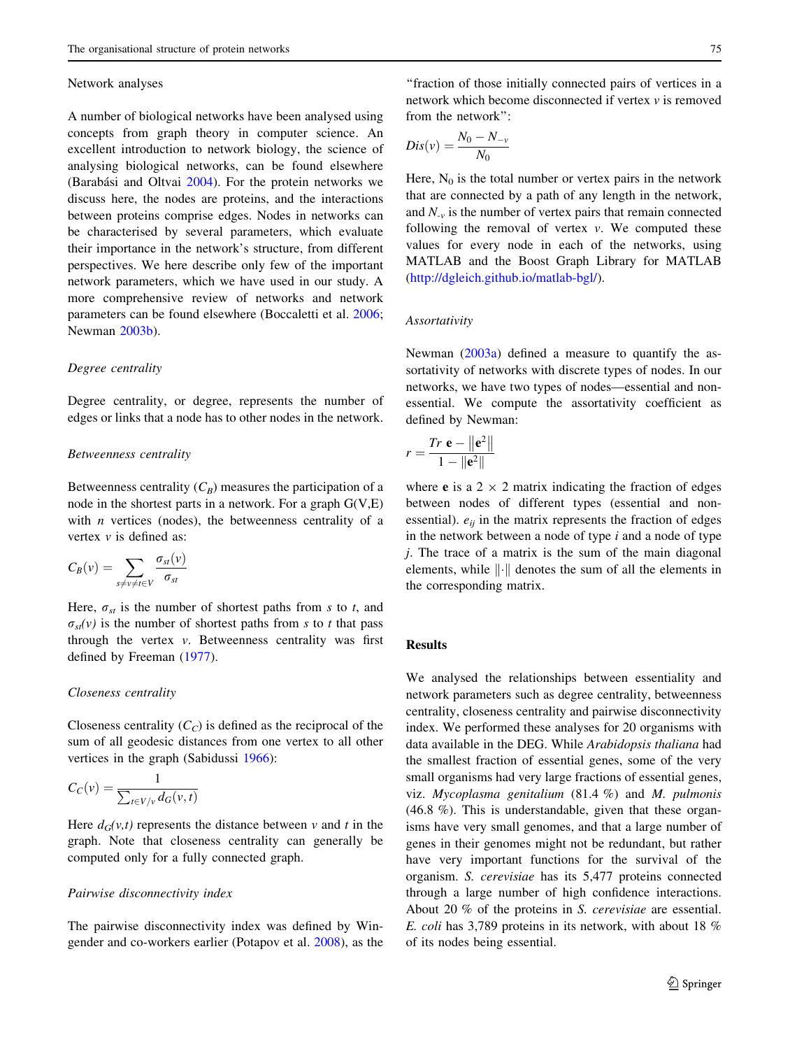## Network analyses

A number of biological networks have been analysed using concepts from graph theory in computer science. An excellent introduction to network biology, the science of analysing biological networks, can be found elsewhere (Barabási and Oltvai 2004). For the protein networks we discuss here, the nodes are proteins, and the interactions between proteins comprise edges. Nodes in networks can be characterised by several parameters, which evaluate their importance in the network's structure, from different perspectives. We here describe only few of the important network parameters, which we have used in our study. A more comprehensive review of networks and network parameters can be found elsewhere (Boccaletti et al. 2006; Newman 2003b).

### *Degree centrality*

Degree centrality, or degree, represents the number of edges or links that a node has to other nodes in the network.

### *Betweenness centrality*

Betweenness centrality ($C_B$) measures the participation of a node in the shortest parts in a network. For a graph G(V,E) with $n$ vertices (nodes), the betweenness centrality of a vertex $v$ is defined as:

$$C_B(v) = \sum_{s \neq v \neq t \in V} \frac{\sigma_{st}(v)}{\sigma_{st}}$$

Here, $\sigma_{st}$ is the number of shortest paths from $s$ to $t$, and $\sigma_{st}(v)$ is the number of shortest paths from $s$ to $t$ that pass through the vertex $v$. Betweenness centrality was first defined by Freeman (1977).

### *Closeness centrality*

Closeness centrality ($C_C$) is defined as the reciprocal of the sum of all geodesic distances from one vertex to all other vertices in the graph (Sabidussi 1966):

$$C_C(v) = \frac{1}{\sum_{t \in V/v} d_G(v,t)}$$

Here $d_G(v,t)$ represents the distance between $v$ and $t$ in the graph. Note that closeness centrality can generally be computed only for a fully connected graph.

### *Pairwise disconnectivity index*

The pairwise disconnectivity index was defined by Wingender and co-workers earlier (Potapov et al. 2008), as the "fraction of those initially connected pairs of vertices in a network which become disconnected if vertex $v$ is removed from the network":

$$Dis(v) = \frac{N_0 - N_{-v}}{N_0}$$

Here, $N_0$ is the total number or vertex pairs in the network that are connected by a path of any length in the network, and $N_{-v}$ is the number of vertex pairs that remain connected following the removal of vertex $v$. We computed these values for every node in each of the networks, using MATLAB and the Boost Graph Library for MATLAB (http://dgleich.github.io/matlab-bgl/).

### *Assortativity*

Newman (2003a) defined a measure to quantify the assortativity of networks with discrete types of nodes. In our networks, we have two types of nodes—essential and non-essential. We compute the assortativity coefficient as defined by Newman:

$$r = \frac{Tr\ \mathbf{e} - \|\mathbf{e}^2\|}{1 - \|\mathbf{e}^2\|}$$

where $\mathbf{e}$ is a $2 \times 2$ matrix indicating the fraction of edges between nodes of different types (essential and non-essential). $e_{ij}$ in the matrix represents the fraction of edges in the network between a node of type $i$ and a node of type $j$. The trace of a matrix is the sum of the main diagonal elements, while $\|\cdot\|$ denotes the sum of all the elements in the corresponding matrix.

## Results

We analysed the relationships between essentiality and network parameters such as degree centrality, betweenness centrality, closeness centrality and pairwise disconnectivity index. We performed these analyses for 20 organisms with data available in the DEG. While *Arabidopsis thaliana* had the smallest fraction of essential genes, some of the very small organisms had very large fractions of essential genes, viz. *Mycoplasma genitalium* (81.4 %) and *M. pulmonis* (46.8 %). This is understandable, given that these organisms have very small genomes, and that a large number of genes in their genomes might not be redundant, but rather have very important functions for the survival of the organism. *S. cerevisiae* has its 5,477 proteins connected through a large number of high confidence interactions. About 20 % of the proteins in *S. cerevisiae* are essential. *E. coli* has 3,789 proteins in its network, with about 18 % of its nodes being essential.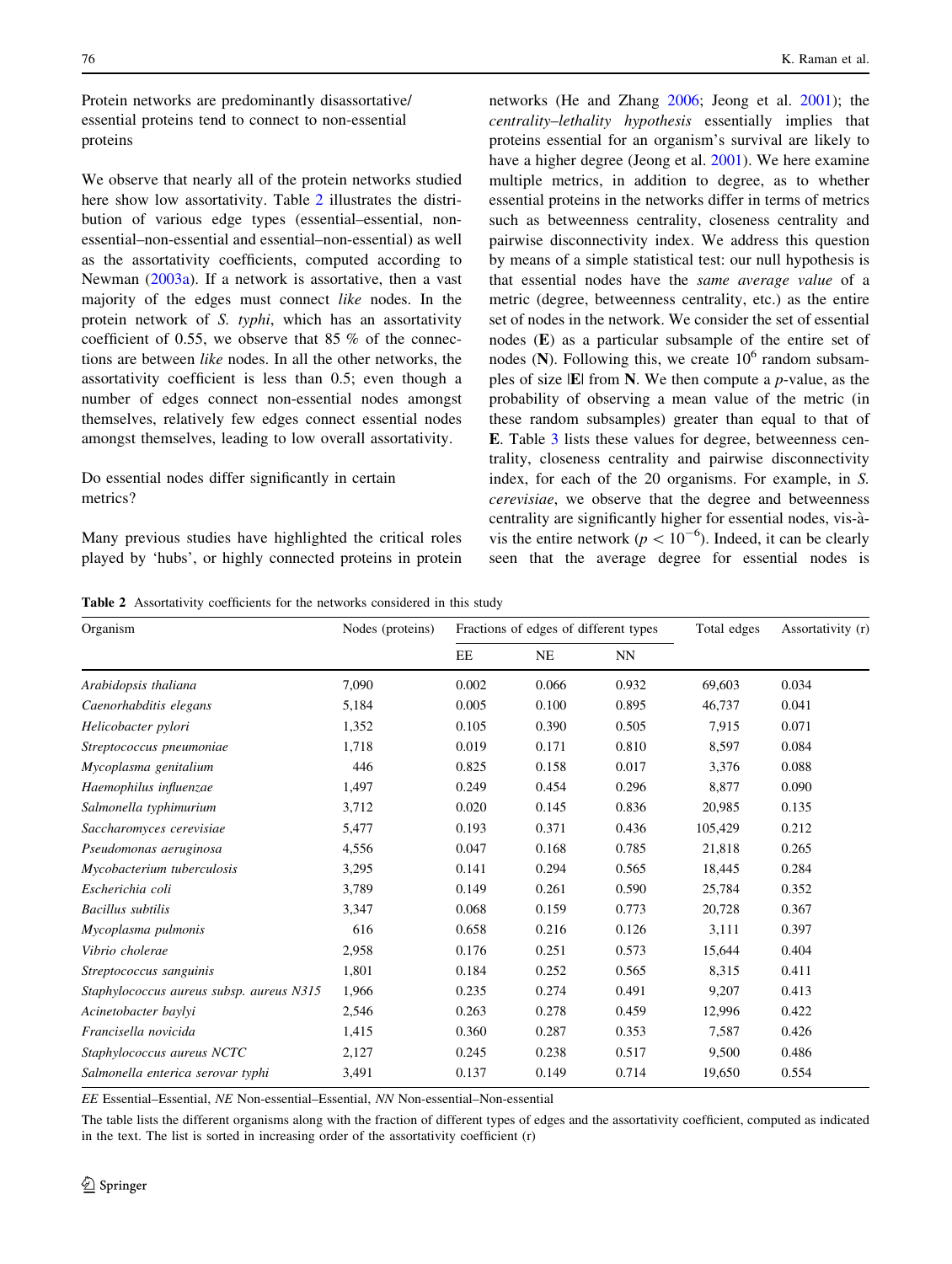## Protein networks are predominantly disassortative/essential proteins tend to connect to non-essential proteins

We observe that nearly all of the protein networks studied here show low assortativity. Table 2 illustrates the distribution of various edge types (essential–essential, non-essential–non-essential and essential–non-essential) as well as the assortativity coefficients, computed according to Newman (2003a). If a network is assortative, then a vast majority of the edges must connect *like* nodes. In the protein network of *S. typhi*, which has an assortativity coefficient of 0.55, we observe that 85 % of the connections are between *like* nodes. In all the other networks, the assortativity coefficient is less than 0.5; even though a number of edges connect non-essential nodes amongst themselves, relatively few edges connect essential nodes amongst themselves, leading to low overall assortativity.

## Do essential nodes differ significantly in certain metrics?

Many previous studies have highlighted the critical roles played by 'hubs', or highly connected proteins in protein networks (He and Zhang 2006; Jeong et al. 2001); the *centrality–lethality hypothesis* essentially implies that proteins essential for an organism's survival are likely to have a higher degree (Jeong et al. 2001). We here examine multiple metrics, in addition to degree, as to whether essential proteins in the networks differ in terms of metrics such as betweenness centrality, closeness centrality and pairwise disconnectivity index. We address this question by means of a simple statistical test: our null hypothesis is that essential nodes have the *same average value* of a metric (degree, betweenness centrality, etc.) as the entire set of nodes in the network. We consider the set of essential nodes (**E**) as a particular subsample of the entire set of nodes (**N**). Following this, we create $10^6$ random subsamples of size |**E**| from **N**. We then compute a *p*-value, as the probability of observing a mean value of the metric (in these random subsamples) greater than equal to that of **E**. Table 3 lists these values for degree, betweenness centrality, closeness centrality and pairwise disconnectivity index, for each of the 20 organisms. For example, in *S. cerevisiae*, we observe that the degree and betweenness centrality are significantly higher for essential nodes, vis-à-vis the entire network ($p < 10^{-6}$). Indeed, it can be clearly seen that the average degree for essential nodes is

**Table 2** Assortativity coefficients for the networks considered in this study

| Organism | Nodes (proteins) | Fractions of edges of different types | | | Total edges | Assortativity (r) |
|---|---|---|---|---|---|---|
| | | EE | NE | NN | | |
| *Arabidopsis thaliana* | 7,090 | 0.002 | 0.066 | 0.932 | 69,603 | 0.034 |
| *Caenorhabditis elegans* | 5,184 | 0.005 | 0.100 | 0.895 | 46,737 | 0.041 |
| *Helicobacter pylori* | 1,352 | 0.105 | 0.390 | 0.505 | 7,915 | 0.071 |
| *Streptococcus pneumoniae* | 1,718 | 0.019 | 0.171 | 0.810 | 8,597 | 0.084 |
| *Mycoplasma genitalium* | 446 | 0.825 | 0.158 | 0.017 | 3,376 | 0.088 |
| *Haemophilus influenzae* | 1,497 | 0.249 | 0.454 | 0.296 | 8,877 | 0.090 |
| *Salmonella typhimurium* | 3,712 | 0.020 | 0.145 | 0.836 | 20,985 | 0.135 |
| *Saccharomyces cerevisiae* | 5,477 | 0.193 | 0.371 | 0.436 | 105,429 | 0.212 |
| *Pseudomonas aeruginosa* | 4,556 | 0.047 | 0.168 | 0.785 | 21,818 | 0.265 |
| *Mycobacterium tuberculosis* | 3,295 | 0.141 | 0.294 | 0.565 | 18,445 | 0.284 |
| *Escherichia coli* | 3,789 | 0.149 | 0.261 | 0.590 | 25,784 | 0.352 |
| *Bacillus subtilis* | 3,347 | 0.068 | 0.159 | 0.773 | 20,728 | 0.367 |
| *Mycoplasma pulmonis* | 616 | 0.658 | 0.216 | 0.126 | 3,111 | 0.397 |
| *Vibrio cholerae* | 2,958 | 0.176 | 0.251 | 0.573 | 15,644 | 0.404 |
| *Streptococcus sanguinis* | 1,801 | 0.184 | 0.252 | 0.565 | 8,315 | 0.411 |
| *Staphylococcus aureus subsp. aureus N315* | 1,966 | 0.235 | 0.274 | 0.491 | 9,207 | 0.413 |
| *Acinetobacter baylyi* | 2,546 | 0.263 | 0.278 | 0.459 | 12,996 | 0.422 |
| *Francisella novicida* | 1,415 | 0.360 | 0.287 | 0.353 | 7,587 | 0.426 |
| *Staphylococcus aureus NCTC* | 2,127 | 0.245 | 0.238 | 0.517 | 9,500 | 0.486 |
| *Salmonella enterica serovar typhi* | 3,491 | 0.137 | 0.149 | 0.714 | 19,650 | 0.554 |

*EE* Essential–Essential, *NE* Non-essential–Essential, *NN* Non-essential–Non-essential

The table lists the different organisms along with the fraction of different types of edges and the assortativity coefficient, computed as indicated in the text. The list is sorted in increasing order of the assortativity coefficient (r)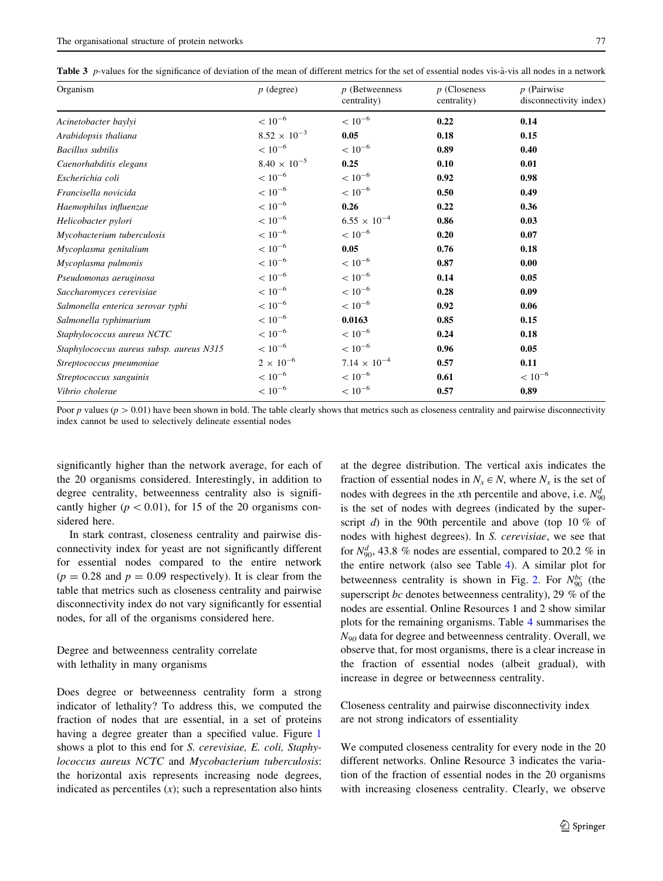**Table 3** *p*-values for the significance of deviation of the mean of different metrics for the set of essential nodes vis-à-vis all nodes in a network

| Organism | *p* (degree) | *p* (Betweenness centrality) | *p* (Closeness centrality) | *p* (Pairwise disconnectivity index) |
|---|---|---|---|---|
| *Acinetobacter baylyi* | $< 10^{-6}$ | $< 10^{-6}$ | **0.22** | **0.14** |
| *Arabidopsis thaliana* | $8.52 \times 10^{-3}$ | **0.05** | **0.18** | **0.15** |
| *Bacillus subtilis* | $< 10^{-6}$ | $< 10^{-6}$ | **0.89** | **0.40** |
| *Caenorhabditis elegans* | $8.40 \times 10^{-5}$ | **0.25** | **0.10** | **0.01** |
| *Escherichia coli* | $< 10^{-6}$ | $< 10^{-6}$ | **0.92** | **0.98** |
| *Francisella novicida* | $< 10^{-6}$ | $< 10^{-6}$ | **0.50** | **0.49** |
| *Haemophilus influenzae* | $< 10^{-6}$ | **0.26** | **0.22** | **0.36** |
| *Helicobacter pylori* | $< 10^{-6}$ | $6.55 \times 10^{-4}$ | **0.86** | **0.03** |
| *Mycobacterium tuberculosis* | $< 10^{-6}$ | $< 10^{-6}$ | **0.20** | **0.07** |
| *Mycoplasma genitalium* | $< 10^{-6}$ | **0.05** | **0.76** | **0.18** |
| *Mycoplasma pulmonis* | $< 10^{-6}$ | $< 10^{-6}$ | **0.87** | **0.00** |
| *Pseudomonas aeruginosa* | $< 10^{-6}$ | $< 10^{-6}$ | **0.14** | **0.05** |
| *Saccharomyces cerevisiae* | $< 10^{-6}$ | $< 10^{-6}$ | **0.28** | **0.09** |
| *Salmonella enterica serovar typhi* | $< 10^{-6}$ | $< 10^{-6}$ | **0.92** | **0.06** |
| *Salmonella typhimurium* | $< 10^{-6}$ | **0.0163** | **0.85** | **0.15** |
| *Staphylococcus aureus NCTC* | $< 10^{-6}$ | $< 10^{-6}$ | **0.24** | **0.18** |
| *Staphylococcus aureus subsp. aureus N315* | $< 10^{-6}$ | $< 10^{-6}$ | **0.96** | **0.05** |
| *Streptococcus pneumoniae* | $2 \times 10^{-6}$ | $7.14 \times 10^{-4}$ | **0.57** | **0.11** |
| *Streptococcus sanguinis* | $< 10^{-6}$ | $< 10^{-6}$ | **0.61** | $< 10^{-6}$ |
| *Vibrio cholerae* | $< 10^{-6}$ | $< 10^{-6}$ | **0.57** | **0.89** |

Poor *p* values ($p > 0.01$) have been shown in bold. The table clearly shows that metrics such as closeness centrality and pairwise disconnectivity index cannot be used to selectively delineate essential nodes

significantly higher than the network average, for each of the 20 organisms considered. Interestingly, in addition to degree centrality, betweenness centrality also is significantly higher ($p < 0.01$), for 15 of the 20 organisms considered here.

In stark contrast, closeness centrality and pairwise disconnectivity index for yeast are not significantly different for essential nodes compared to the entire network ($p = 0.28$ and $p = 0.09$ respectively). It is clear from the table that metrics such as closeness centrality and pairwise disconnectivity index do not vary significantly for essential nodes, for all of the organisms considered here.

## Degree and betweenness centrality correlate with lethality in many organisms

Does degree or betweenness centrality form a strong indicator of lethality? To address this, we computed the fraction of nodes that are essential, in a set of proteins having a degree greater than a specified value. Figure 1 shows a plot to this end for *S. cerevisiae, E. coli, Staphylococcus aureus NCTC* and *Mycobacterium tuberculosis*: the horizontal axis represents increasing node degrees, indicated as percentiles ($x$); such a representation also hints at the degree distribution. The vertical axis indicates the fraction of essential nodes in $N_x \in N$, where $N_x$ is the set of nodes with degrees in the $x$th percentile and above, i.e. $N_{90}^{d}$ is the set of nodes with degrees (indicated by the superscript $d$) in the 90th percentile and above (top 10 % of nodes with highest degrees). In *S. cerevisiae*, we see that for $N_{90}^{d}$, 43.8 % nodes are essential, compared to 20.2 % in the entire network (also see Table 4). A similar plot for betweenness centrality is shown in Fig. 2. For $N_{90}^{bc}$ (the superscript $bc$ denotes betweenness centrality), 29 % of the nodes are essential. Online Resources 1 and 2 show similar plots for the remaining organisms. Table 4 summarises the $N_{90}$ data for degree and betweenness centrality. Overall, we observe that, for most organisms, there is a clear increase in the fraction of essential nodes (albeit gradual), with increase in degree or betweenness centrality.

## Closeness centrality and pairwise disconnectivity index are not strong indicators of essentiality

We computed closeness centrality for every node in the 20 different networks. Online Resource 3 indicates the variation of the fraction of essential nodes in the 20 organisms with increasing closeness centrality. Clearly, we observe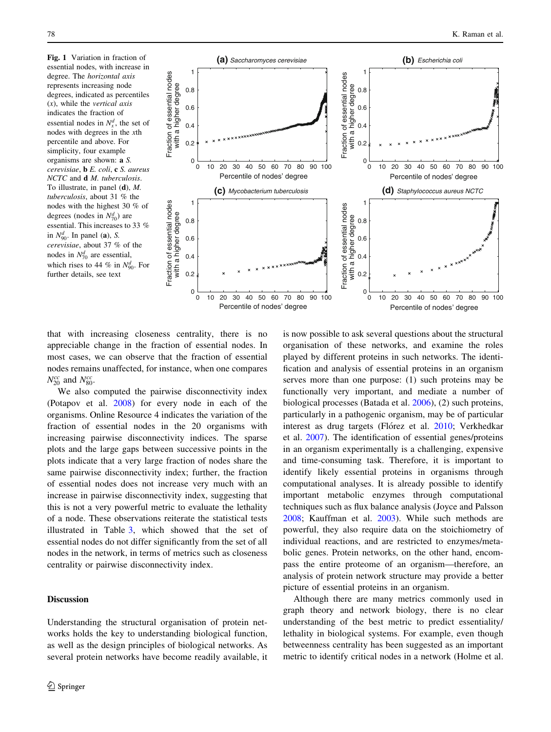**Fig. 1** Variation in fraction of essential nodes, with increase in degree. The *horizontal axis* represents increasing node degrees, indicated as percentiles ($x$), while the *vertical axis* indicates the fraction of essential nodes in $N_x^d$, the set of nodes with degrees in the $x$th percentile and above. For simplicity, four example organisms are shown: **a** *S. cerevisiae*, **b** *E. coli*, **c** *S. aureus* NCTC and **d** *M. tuberculosis*. To illustrate, in panel (**d**), *M. tuberculosis*, about 31 % the nodes with the highest 30 % of degrees (nodes in $N_{70}^d$) are essential. This increases to 33 % in $N_{90}^d$. In panel (**a**), *S. cerevisiae*, about 37 % of the nodes in $N_{70}^d$ are essential, which rises to 44 % in $N_{90}^d$. For further details, see text

that with increasing closeness centrality, there is no appreciable change in the fraction of essential nodes. In most cases, we can observe that the fraction of essential nodes remains unaffected, for instance, when one compares $N_{20}^{cc}$ and $N_{80}^{cc}$.

We also computed the pairwise disconnectivity index (Potapov et al. 2008) for every node in each of the organisms. Online Resource 4 indicates the variation of the fraction of essential nodes in the 20 organisms with increasing pairwise disconnectivity indices. The sparse plots and the large gaps between successive points in the plots indicate that a very large fraction of nodes share the same pairwise disconnectivity index; further, the fraction of essential nodes does not increase very much with an increase in pairwise disconnectivity index, suggesting that this is not a very powerful metric to evaluate the lethality of a node. These observations reiterate the statistical tests illustrated in Table 3, which showed that the set of essential nodes do not differ significantly from the set of all nodes in the network, in terms of metrics such as closeness centrality or pairwise disconnectivity index.

## Discussion

Understanding the structural organisation of protein networks holds the key to understanding biological function, as well as the design principles of biological networks. As several protein networks have become readily available, it is now possible to ask several questions about the structural organisation of these networks, and examine the roles played by different proteins in such networks. The identification and analysis of essential proteins in an organism serves more than one purpose: (1) such proteins may be functionally very important, and mediate a number of biological processes (Batada et al. 2006), (2) such proteins, particularly in a pathogenic organism, may be of particular interest as drug targets (Flórez et al. 2010; Verkhedkar et al. 2007). The identification of essential genes/proteins in an organism experimentally is a challenging, expensive and time-consuming task. Therefore, it is important to identify likely essential proteins in organisms through computational analyses. It is already possible to identify important metabolic enzymes through computational techniques such as flux balance analysis (Joyce and Palsson 2008; Kauffman et al. 2003). While such methods are powerful, they also require data on the stoichiometry of individual reactions, and are restricted to enzymes/metabolic genes. Protein networks, on the other hand, encompass the entire proteome of an organism—therefore, an analysis of protein network structure may provide a better picture of essential proteins in an organism.

Although there are many metrics commonly used in graph theory and network biology, there is no clear understanding of the best metric to predict essentiality/lethality in biological systems. For example, even though betweenness centrality has been suggested as an important metric to identify critical nodes in a network (Holme et al.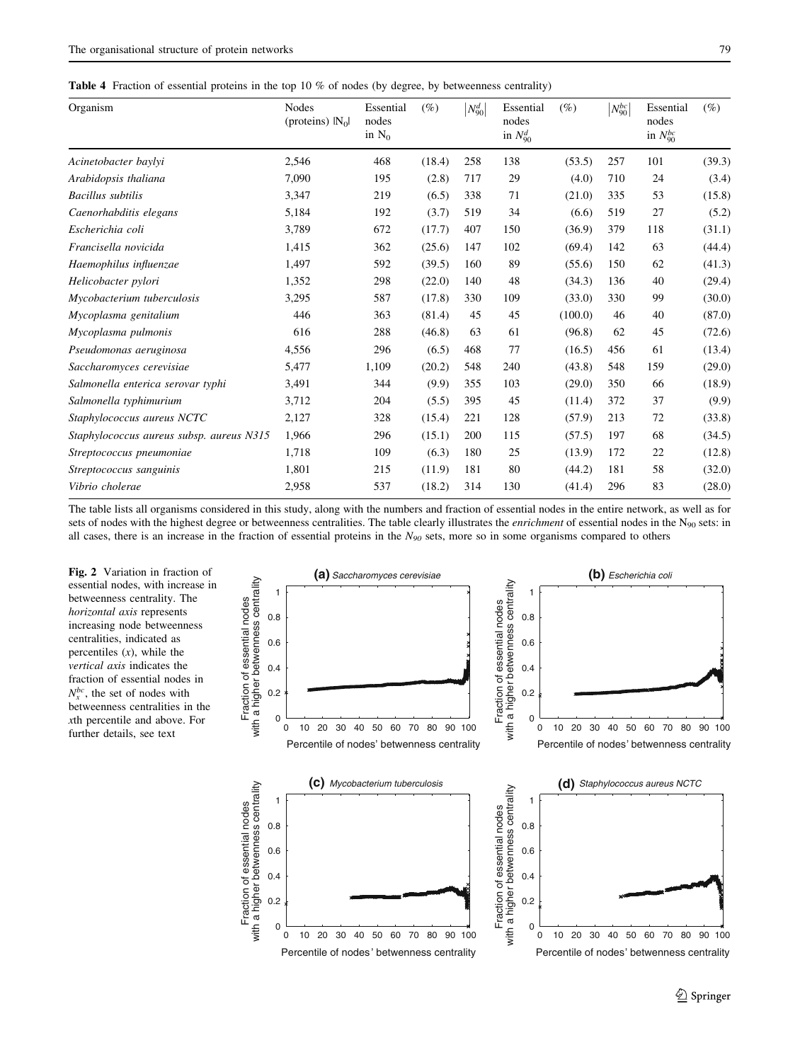**Table 4** Fraction of essential proteins in the top 10 % of nodes (by degree, by betweenness centrality)

| Organism | Nodes (proteins) $\|N_0\|$ | Essential nodes in $N_0$ | (%) | $\|N_{90}^{d}\|$ | Essential nodes in $N_{90}^{d}$ | (%) | $\|N_{90}^{bc}\|$ | Essential nodes in $N_{90}^{bc}$ | (%) |
|---|---|---|---|---|---|---|---|---|---|
| *Acinetobacter baylyi* | 2,546 | 468 | (18.4) | 258 | 138 | (53.5) | 257 | 101 | (39.3) |
| *Arabidopsis thaliana* | 7,090 | 195 | (2.8) | 717 | 29 | (4.0) | 710 | 24 | (3.4) |
| *Bacillus subtilis* | 3,347 | 219 | (6.5) | 338 | 71 | (21.0) | 335 | 53 | (15.8) |
| *Caenorhabditis elegans* | 5,184 | 192 | (3.7) | 519 | 34 | (6.6) | 519 | 27 | (5.2) |
| *Escherichia coli* | 3,789 | 672 | (17.7) | 407 | 150 | (36.9) | 379 | 118 | (31.1) |
| *Francisella novicida* | 1,415 | 362 | (25.6) | 147 | 102 | (69.4) | 142 | 63 | (44.4) |
| *Haemophilus influenzae* | 1,497 | 592 | (39.5) | 160 | 89 | (55.6) | 150 | 62 | (41.3) |
| *Helicobacter pylori* | 1,352 | 298 | (22.0) | 140 | 48 | (34.3) | 136 | 40 | (29.4) |
| *Mycobacterium tuberculosis* | 3,295 | 587 | (17.8) | 330 | 109 | (33.0) | 330 | 99 | (30.0) |
| *Mycoplasma genitalium* | 446 | 363 | (81.4) | 45 | 45 | (100.0) | 46 | 40 | (87.0) |
| *Mycoplasma pulmonis* | 616 | 288 | (46.8) | 63 | 61 | (96.8) | 62 | 45 | (72.6) |
| *Pseudomonas aeruginosa* | 4,556 | 296 | (6.5) | 468 | 77 | (16.5) | 456 | 61 | (13.4) |
| *Saccharomyces cerevisiae* | 5,477 | 1,109 | (20.2) | 548 | 240 | (43.8) | 548 | 159 | (29.0) |
| *Salmonella enterica serovar typhi* | 3,491 | 344 | (9.9) | 355 | 103 | (29.0) | 350 | 66 | (18.9) |
| *Salmonella typhimurium* | 3,712 | 204 | (5.5) | 395 | 45 | (11.4) | 372 | 37 | (9.9) |
| *Staphylococcus aureus NCTC* | 2,127 | 328 | (15.4) | 221 | 128 | (57.9) | 213 | 72 | (33.8) |
| *Staphylococcus aureus subsp. aureus N315* | 1,966 | 296 | (15.1) | 200 | 115 | (57.5) | 197 | 68 | (34.5) |
| *Streptococcus pneumoniae* | 1,718 | 109 | (6.3) | 180 | 25 | (13.9) | 172 | 22 | (12.8) |
| *Streptococcus sanguinis* | 1,801 | 215 | (11.9) | 181 | 80 | (44.2) | 181 | 58 | (32.0) |
| *Vibrio cholerae* | 2,958 | 537 | (18.2) | 314 | 130 | (41.4) | 296 | 83 | (28.0) |

The table lists all organisms considered in this study, along with the numbers and fraction of essential nodes in the entire network, as well as for sets of nodes with the highest degree or betweenness centralities. The table clearly illustrates the *enrichment* of essential nodes in the $N_{90}$ sets: in all cases, there is an increase in the fraction of essential proteins in the $N_{90}$ sets, more so in some organisms compared to others

**Fig. 2** Variation in fraction of essential nodes, with increase in betweenness centrality. The *horizontal axis* represents increasing node betweenness centralities, indicated as percentiles ($x$), while the *vertical axis* indicates the fraction of essential nodes in $N_x^{bc}$, the set of nodes with betweenness centralities in the $x$th percentile and above. For further details, see text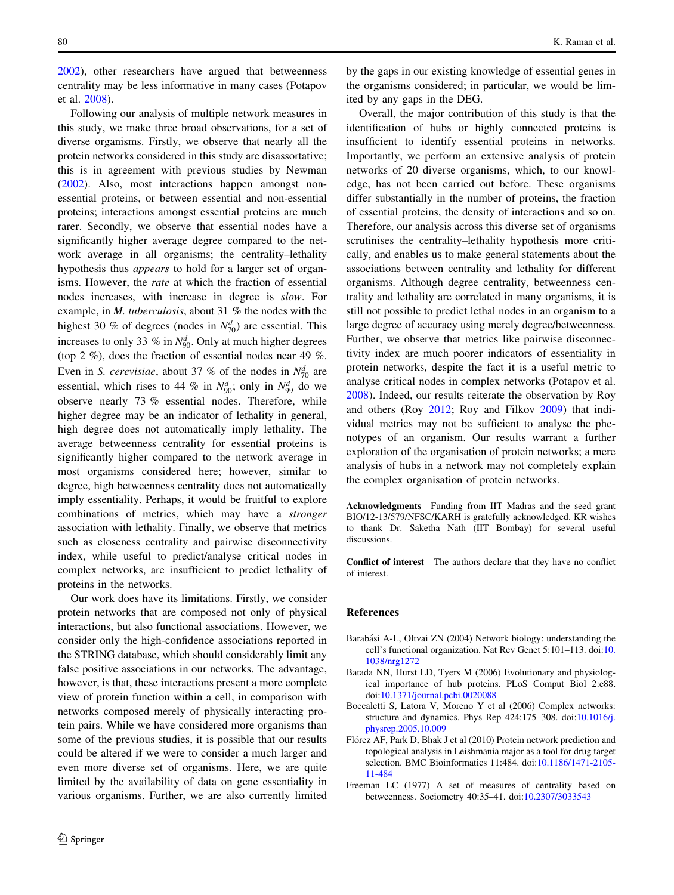2002), other researchers have argued that betweenness centrality may be less informative in many cases (Potapov et al. 2008).

Following our analysis of multiple network measures in this study, we make three broad observations, for a set of diverse organisms. Firstly, we observe that nearly all the protein networks considered in this study are disassortative; this is in agreement with previous studies by Newman (2002). Also, most interactions happen amongst non-essential proteins, or between essential and non-essential proteins; interactions amongst essential proteins are much rarer. Secondly, we observe that essential nodes have a significantly higher average degree compared to the network average in all organisms; the centrality–lethality hypothesis thus *appears* to hold for a larger set of organisms. However, the *rate* at which the fraction of essential nodes increases, with increase in degree is *slow*. For example, in *M. tuberculosis*, about 31 % the nodes with the highest 30 % of degrees (nodes in $N^d_{70}$) are essential. This increases to only 33 % in $N^d_{90}$. Only at much higher degrees (top 2 %), does the fraction of essential nodes near 49 %. Even in *S. cerevisiae*, about 37 % of the nodes in $N^d_{70}$ are essential, which rises to 44 % in $N^d_{90}$; only in $N^d_{99}$ do we observe nearly 73 % essential nodes. Therefore, while higher degree may be an indicator of lethality in general, high degree does not automatically imply lethality. The average betweenness centrality for essential proteins is significantly higher compared to the network average in most organisms considered here; however, similar to degree, high betweenness centrality does not automatically imply essentiality. Perhaps, it would be fruitful to explore combinations of metrics, which may have a *stronger* association with lethality. Finally, we observe that metrics such as closeness centrality and pairwise disconnectivity index, while useful to predict/analyse critical nodes in complex networks, are insufficient to predict lethality of proteins in the networks.

Our work does have its limitations. Firstly, we consider protein networks that are composed not only of physical interactions, but also functional associations. However, we consider only the high-confidence associations reported in the STRING database, which should considerably limit any false positive associations in our networks. The advantage, however, is that, these interactions present a more complete view of protein function within a cell, in comparison with networks composed merely of physically interacting protein pairs. While we have considered more organisms than some of the previous studies, it is possible that our results could be altered if we were to consider a much larger and even more diverse set of organisms. Here, we are quite limited by the availability of data on gene essentiality in various organisms. Further, we are also currently limited by the gaps in our existing knowledge of essential genes in the organisms considered; in particular, we would be limited by any gaps in the DEG.

Overall, the major contribution of this study is that the identification of hubs or highly connected proteins is insufficient to identify essential proteins in networks. Importantly, we perform an extensive analysis of protein networks of 20 diverse organisms, which, to our knowledge, has not been carried out before. These organisms differ substantially in the number of proteins, the fraction of essential proteins, the density of interactions and so on. Therefore, our analysis across this diverse set of organisms scrutinises the centrality–lethality hypothesis more critically, and enables us to make general statements about the associations between centrality and lethality for different organisms. Although degree centrality, betweenness centrality and lethality are correlated in many organisms, it is still not possible to predict lethal nodes in an organism to a large degree of accuracy using merely degree/betweenness. Further, we observe that metrics like pairwise disconnectivity index are much poorer indicators of essentiality in protein networks, despite the fact it is a useful metric to analyse critical nodes in complex networks (Potapov et al. 2008). Indeed, our results reiterate the observation by Roy and others (Roy 2012; Roy and Filkov 2009) that individual metrics may not be sufficient to analyse the phenotypes of an organism. Our results warrant a further exploration of the organisation of protein networks; a mere analysis of hubs in a network may not completely explain the complex organisation of protein networks.

**Acknowledgments** Funding from IIT Madras and the seed grant BIO/12-13/579/NFSC/KARH is gratefully acknowledged. KR wishes to thank Dr. Saketha Nath (IIT Bombay) for several useful discussions.

**Conflict of interest** The authors declare that they have no conflict of interest.

## References

Barabási A-L, Oltvai ZN (2004) Network biology: understanding the cell's functional organization. Nat Rev Genet 5:101–113. doi:10.1038/nrg1272

Batada NN, Hurst LD, Tyers M (2006) Evolutionary and physiological importance of hub proteins. PLoS Comput Biol 2:e88. doi:10.1371/journal.pcbi.0020088

Boccaletti S, Latora V, Moreno Y et al (2006) Complex networks: structure and dynamics. Phys Rep 424:175–308. doi:10.1016/j.physrep.2005.10.009

Flórez AF, Park D, Bhak J et al (2010) Protein network prediction and topological analysis in Leishmania major as a tool for drug target selection. BMC Bioinformatics 11:484. doi:10.1186/1471-2105-11-484

Freeman LC (1977) A set of measures of centrality based on betweenness. Sociometry 40:35–41. doi:10.2307/3033543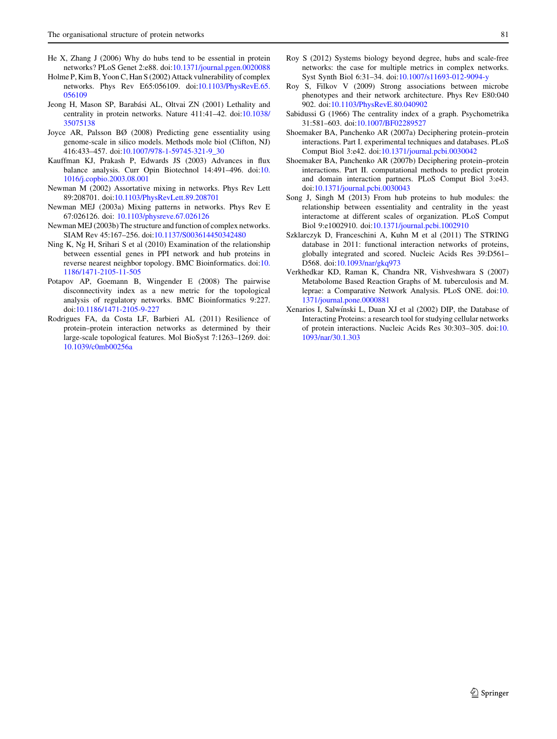He X, Zhang J (2006) Why do hubs tend to be essential in protein networks? PLoS Genet 2:e88. doi:10.1371/journal.pgen.0020088

Holme P, Kim B, Yoon C, Han S (2002) Attack vulnerability of complex networks. Phys Rev E65:056109. doi:10.1103/PhysRevE.65.056109

Jeong H, Mason SP, Barabási AL, Oltvai ZN (2001) Lethality and centrality in protein networks. Nature 411:41–42. doi:10.1038/35075138

Joyce AR, Palsson BØ (2008) Predicting gene essentiality using genome-scale in silico models. Methods mole biol (Clifton, NJ) 416:433–457. doi:10.1007/978-1-59745-321-9_30

Kauffman KJ, Prakash P, Edwards JS (2003) Advances in flux balance analysis. Curr Opin Biotechnol 14:491–496. doi:10.1016/j.copbio.2003.08.001

Newman M (2002) Assortative mixing in networks. Phys Rev Lett 89:208701. doi:10.1103/PhysRevLett.89.208701

Newman MEJ (2003a) Mixing patterns in networks. Phys Rev E 67:026126. doi: 10.1103/physreve.67.026126

Newman MEJ (2003b) The structure and function of complex networks. SIAM Rev 45:167–256. doi:10.1137/S003614450342480

Ning K, Ng H, Srihari S et al (2010) Examination of the relationship between essential genes in PPI network and hub proteins in reverse nearest neighbor topology. BMC Bioinformatics. doi:10.1186/1471-2105-11-505

Potapov AP, Goemann B, Wingender E (2008) The pairwise disconnectivity index as a new metric for the topological analysis of regulatory networks. BMC Bioinformatics 9:227. doi:10.1186/1471-2105-9-227

Rodrigues FA, da Costa LF, Barbieri AL (2011) Resilience of protein–protein interaction networks as determined by their large-scale topological features. Mol BioSyst 7:1263–1269. doi:10.1039/c0mb00256a

Roy S (2012) Systems biology beyond degree, hubs and scale-free networks: the case for multiple metrics in complex networks. Syst Synth Biol 6:31–34. doi:10.1007/s11693-012-9094-y

Roy S, Filkov V (2009) Strong associations between microbe phenotypes and their network architecture. Phys Rev E80:040902. doi:10.1103/PhysRevE.80.040902

Sabidussi G (1966) The centrality index of a graph. Psychometrika 31:581–603. doi:10.1007/BF02289527

Shoemaker BA, Panchenko AR (2007a) Deciphering protein–protein interactions. Part I. experimental techniques and databases. PLoS Comput Biol 3:e42. doi:10.1371/journal.pcbi.0030042

Shoemaker BA, Panchenko AR (2007b) Deciphering protein–protein interactions. Part II. computational methods to predict protein and domain interaction partners. PLoS Comput Biol 3:e43. doi:10.1371/journal.pcbi.0030043

Song J, Singh M (2013) From hub proteins to hub modules: the relationship between essentiality and centrality in the yeast interactome at different scales of organization. PLoS Comput Biol 9:e1002910. doi:10.1371/journal.pcbi.1002910

Szklarczyk D, Franceschini A, Kuhn M et al (2011) The STRING database in 2011: functional interaction networks of proteins, globally integrated and scored. Nucleic Acids Res 39:D561–D568. doi:10.1093/nar/gkq973

Verkhedkar KD, Raman K, Chandra NR, Vishveshwara S (2007) Metabolome Based Reaction Graphs of M. tuberculosis and M. leprae: a Comparative Network Analysis. PLoS ONE. doi:10.1371/journal.pone.0000881

Xenarios I, Salwínski L, Duan XJ et al (2002) DIP, the Database of Interacting Proteins: a research tool for studying cellular networks of protein interactions. Nucleic Acids Res 30:303–305. doi:10.1093/nar/30.1.303